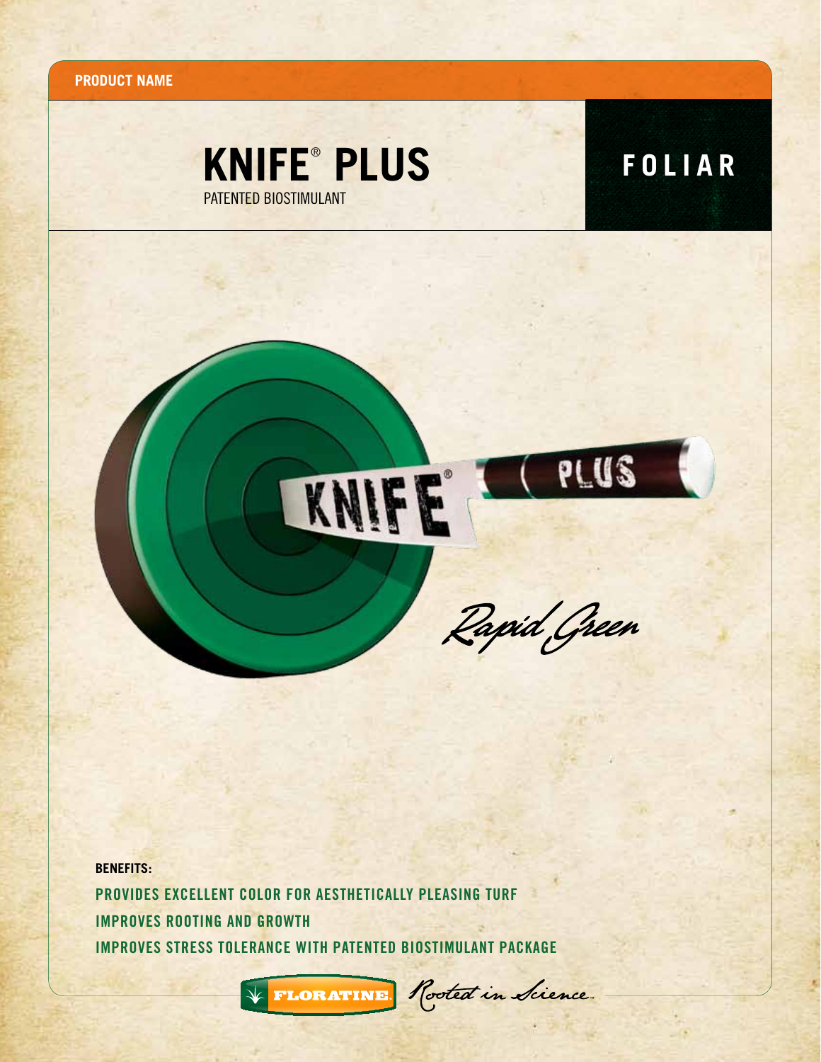**PRODUCT NAME**

# KNIFE® PLUS

PATENTED BIOSTIMULANT

## FOLIAR

*Rapid Green*

**BENEFITS:**

- PROVIDES EXCELLENT COLOR FOR AESTHETICALLY PLEASING TURF
- IMPROVES ROOTING AND GROWTH
- IMPROVES STRESS TOLERANCE WITH PATENTED BIOSTIMULANT PACKAGE

FLORATINE *Rooted in Science*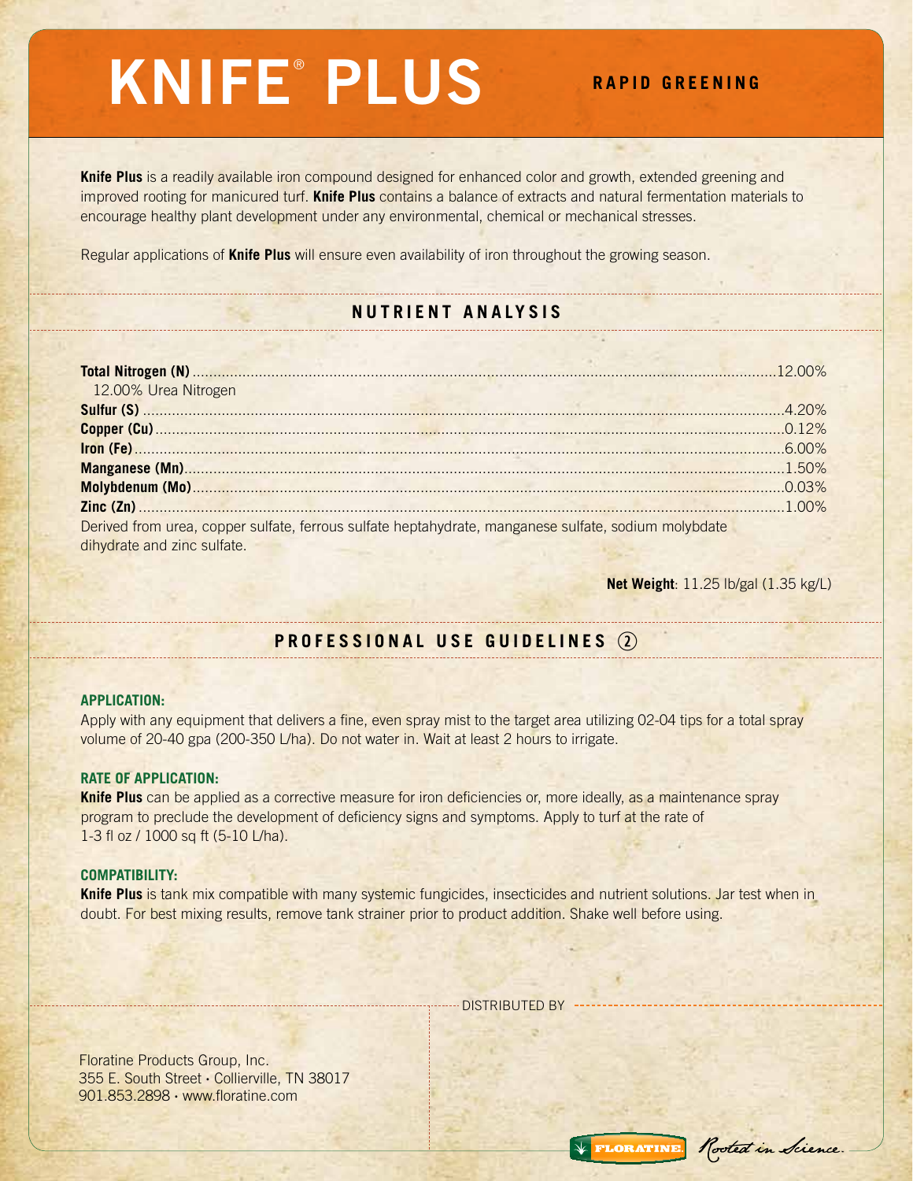# KNIFE® PLUS

**RAPID GREENING**

**Knife Plus** is a readily available iron compound designed for enhanced color and growth, extended greening and improved rooting for manicured turf. **Knife Plus** contains a balance of extracts and natural fermentation materials to encourage healthy plant development under any environmental, chemical or mechanical stresses.

Regular applications of **Knife Plus** will ensure even availability of iron throughout the growing season.

## NUTRIENT ANALYSIS

| | |
|---|---|
| **Total Nitrogen (N)** | 12.00% |
| 12.00% Urea Nitrogen | |
| **Sulfur (S)** | 4.20% |
| **Copper (Cu)** | 0.12% |
| **Iron (Fe)** | 6.00% |
| **Manganese (Mn)** | 1.50% |
| **Molybdenum (Mo)** | 0.03% |
| **Zinc (Zn)** | 1.00% |

Derived from urea, copper sulfate, ferrous sulfate heptahydrate, manganese sulfate, sodium molybdate dihydrate and zinc sulfate.

**Net Weight**: 11.25 lb/gal (1.35 kg/L)

## PROFESSIONAL USE GUIDELINES ②

### APPLICATION:

Apply with any equipment that delivers a fine, even spray mist to the target area utilizing 02-04 tips for a total spray volume of 20-40 gpa (200-350 L/ha). Do not water in. Wait at least 2 hours to irrigate.

### RATE OF APPLICATION:

**Knife Plus** can be applied as a corrective measure for iron deficiencies or, more ideally, as a maintenance spray program to preclude the development of deficiency signs and symptoms. Apply to turf at the rate of 1-3 fl oz / 1000 sq ft (5-10 L/ha).

### COMPATIBILITY:

**Knife Plus** is tank mix compatible with many systemic fungicides, insecticides and nutrient solutions. Jar test when in doubt. For best mixing results, remove tank strainer prior to product addition. Shake well before using.

DISTRIBUTED BY

Floratine Products Group, Inc.
355 E. South Street • Collierville, TN 38017
901.853.2898 • www.floratine.com

FLORATINE. Rooted in Science.